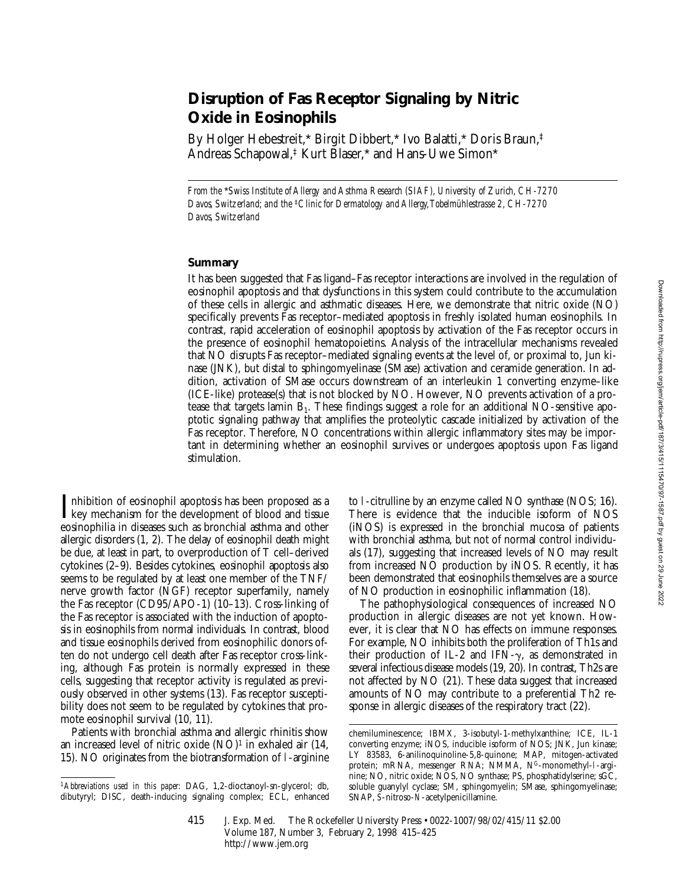# Disruption of Fas Receptor Signaling by Nitric Oxide in Eosinophils

By Holger Hebestreit,* Birgit Dibbert,* Ivo Balatti,* Doris Braun,‡ Andreas Schapowal,‡ Kurt Blaser,* and Hans-Uwe Simon*

*From the \*Swiss Institute of Allergy and Asthma Research (SIAF), University of Zurich, CH-7270 Davos, Switzerland; and the ‡Clinic for Dermatology and Allergy, Tobelmühlestrasse 2, CH-7270 Davos, Switzerland*

## Summary

It has been suggested that Fas ligand–Fas receptor interactions are involved in the regulation of eosinophil apoptosis and that dysfunctions in this system could contribute to the accumulation of these cells in allergic and asthmatic diseases. Here, we demonstrate that nitric oxide (NO) specifically prevents Fas receptor–mediated apoptosis in freshly isolated human eosinophils. In contrast, rapid acceleration of eosinophil apoptosis by activation of the Fas receptor occurs in the presence of eosinophil hematopoietins. Analysis of the intracellular mechanisms revealed that NO disrupts Fas receptor–mediated signaling events at the level of, or proximal to, Jun kinase (JNK), but distal to sphingomyelinase (SMase) activation and ceramide generation. In addition, activation of SMase occurs downstream of an interleukin 1 converting enzyme–like (ICE-like) protease(s) that is not blocked by NO. However, NO prevents activation of a protease that targets lamin $B_1$. These findings suggest a role for an additional NO-sensitive apoptotic signaling pathway that amplifies the proteolytic cascade initialized by activation of the Fas receptor. Therefore, NO concentrations within allergic inflammatory sites may be important in determining whether an eosinophil survives or undergoes apoptosis upon Fas ligand stimulation.

Inhibition of eosinophil apoptosis has been proposed as a key mechanism for the development of blood and tissue eosinophilia in diseases such as bronchial asthma and other allergic disorders (1, 2). The delay of eosinophil death might be due, at least in part, to overproduction of T cell–derived cytokines (2–9). Besides cytokines, eosinophil apoptosis also seems to be regulated by at least one member of the TNF/nerve growth factor (NGF) receptor superfamily, namely the Fas receptor (CD95/APO-1) (10–13). Cross-linking of the Fas receptor is associated with the induction of apoptosis in eosinophils from normal individuals. In contrast, blood and tissue eosinophils derived from eosinophilic donors often do not undergo cell death after Fas receptor cross-linking, although Fas protein is normally expressed in these cells, suggesting that receptor activity is regulated as previously observed in other systems (13). Fas receptor susceptibility does not seem to be regulated by cytokines that promote eosinophil survival (10, 11).

Patients with bronchial asthma and allergic rhinitis show an increased level of nitric oxide (NO)[1] in exhaled air (14, 15). NO originates from the biotransformation of l-arginine to l-citrulline by an enzyme called NO synthase (NOS; 16). There is evidence that the inducible isoform of NOS (iNOS) is expressed in the bronchial mucosa of patients with bronchial asthma, but not of normal control individuals (17), suggesting that increased levels of NO may result from increased NO production by iNOS. Recently, it has been demonstrated that eosinophils themselves are a source of NO production in eosinophilic inflammation (18).

The pathophysiological consequences of increased NO production in allergic diseases are not yet known. However, it is clear that NO has effects on immune responses. For example, NO inhibits both the proliferation of Th1s and their production of IL-2 and IFN-γ, as demonstrated in several infectious disease models (19, 20). In contrast, Th2s are not affected by NO (21). These data suggest that increased amounts of NO may contribute to a preferential Th2 response in allergic diseases of the respiratory tract (22).

[1] *Abbreviations used in this paper:* DAG, 1,2-dioctanoyl-sn-glycerol; db, dibutyryl; DISC, death-inducing signaling complex; ECL, enhanced chemiluminescence; IBMX, 3-isobutyl-1-methylxanthine; ICE, IL-1 converting enzyme; iNOS, inducible isoform of NOS; JNK, Jun kinase; LY 83583, 6-anilinoquinoline-5,8-quinone; MAP, mitogen-activated protein; mRNA, messenger RNA; NMMA, $N^G$-monomethyl-l-arginine; NO, nitric oxide; NOS, NO synthase; PS, phosphatidylserine; sGC, soluble guanylyl cyclase; SM, sphingomyelin; SMase, sphingomyelinase; SNAP, S-nitroso-N-acetylpenicillamine.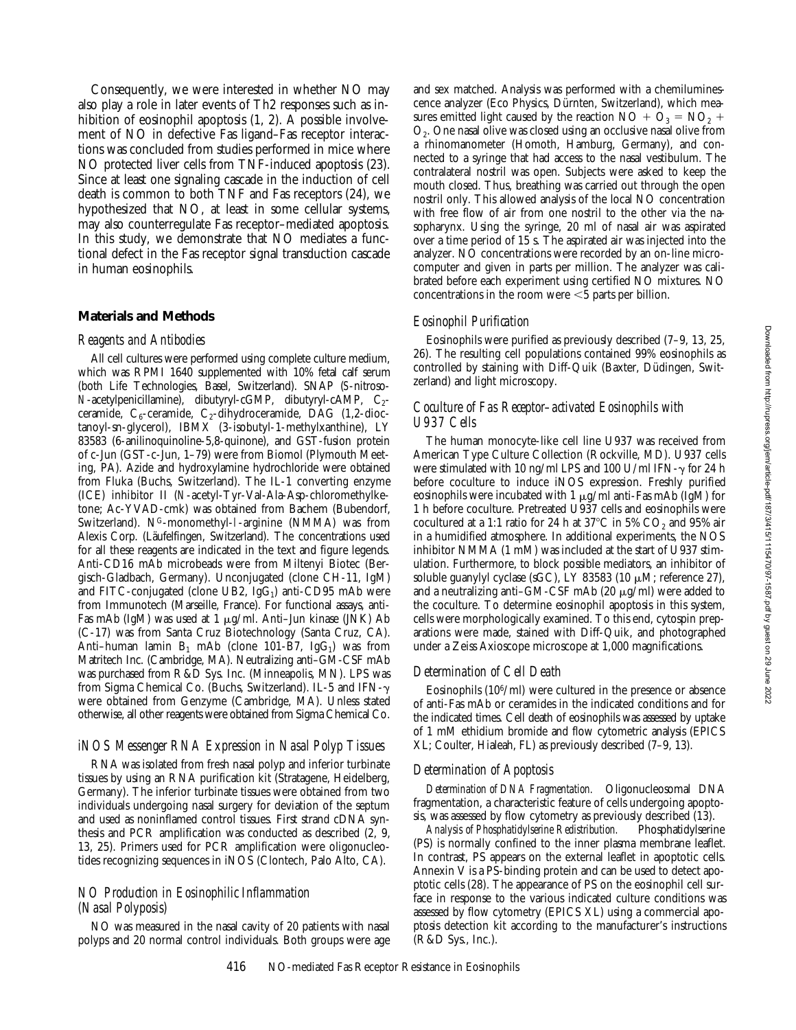Consequently, we were interested in whether NO may also play a role in later events of Th2 responses such as inhibition of eosinophil apoptosis (1, 2). A possible involvement of NO in defective Fas ligand–Fas receptor interactions was concluded from studies performed in mice where NO protected liver cells from TNF-induced apoptosis (23). Since at least one signaling cascade in the induction of cell death is common to both TNF and Fas receptors (24), we hypothesized that NO, at least in some cellular systems, may also counterregulate Fas receptor–mediated apoptosis. In this study, we demonstrate that NO mediates a functional defect in the Fas receptor signal transduction cascade in human eosinophils.

## Materials and Methods

### Reagents and Antibodies

All cell cultures were performed using complete culture medium, which was RPMI 1640 supplemented with 10% fetal calf serum (both Life Technologies, Basel, Switzerland). SNAP (*S*-nitroso-*N*-acetylpenicillamine), dibutyryl-cGMP, dibutyryl-cAMP, $C_2$-ceramide, $C_6$-ceramide, $C_2$-dihydroceramide, DAG (1,2-dioctanoyl-sn-glycerol), IBMX (3-isobutyl-1-methylxanthine), LY 83583 (6-anilinoquinoline-5,8-quinone), and GST-fusion protein of c-Jun (GST-c-Jun, 1–79) were from Biomol (Plymouth Meeting, PA). Azide and hydroxylamine hydrochloride were obtained from Fluka (Buchs, Switzerland). The IL-1 converting enzyme (ICE) inhibitor II (*N*-acetyl-Tyr-Val-Ala-Asp-chloromethylketone; Ac-YVAD-cmk) was obtained from Bachem (Bubendorf, Switzerland). $N^G$-monomethyl-*l*-arginine (NMMA) was from Alexis Corp. (Läufelfingen, Switzerland). The concentrations used for all these reagents are indicated in the text and figure legends. Anti-CD16 mAb microbeads were from Miltenyi Biotec (Bergisch-Gladbach, Germany). Unconjugated (clone CH-11, IgM) and FITC-conjugated (clone UB2, $IgG_1$) anti-CD95 mAb were from Immunotech (Marseille, France). For functional assays, anti-Fas mAb (IgM) was used at 1 μg/ml. Anti–Jun kinase (JNK) Ab (C-17) was from Santa Cruz Biotechnology (Santa Cruz, CA). Anti–human lamin $B_1$ mAb (clone 101-B7, $IgG_1$) was from Matritech Inc. (Cambridge, MA). Neutralizing anti–GM-CSF mAb was purchased from R&D Sys. Inc. (Minneapolis, MN). LPS was from Sigma Chemical Co. (Buchs, Switzerland). IL-5 and IFN-γ were obtained from Genzyme (Cambridge, MA). Unless stated otherwise, all other reagents were obtained from Sigma Chemical Co.

### iNOS Messenger RNA Expression in Nasal Polyp Tissues

RNA was isolated from fresh nasal polyp and inferior turbinate tissues by using an RNA purification kit (Stratagene, Heidelberg, Germany). The inferior turbinate tissues were obtained from two individuals undergoing nasal surgery for deviation of the septum and used as noninflamed control tissues. First strand cDNA synthesis and PCR amplification was conducted as described (2, 9, 13, 25). Primers used for PCR amplification were oligonucleotides recognizing sequences in iNOS (Clontech, Palo Alto, CA).

### NO Production in Eosinophilic Inflammation (Nasal Polyposis)

NO was measured in the nasal cavity of 20 patients with nasal polyps and 20 normal control individuals. Both groups were age and sex matched. Analysis was performed with a chemiluminescence analyzer (Eco Physics, Dürnten, Switzerland), which measures emitted light caused by the reaction $NO + O_3 = NO_2 + O_2$. One nasal olive was closed using an occlusive nasal olive from a rhinomanometer (Homoth, Hamburg, Germany), and connected to a syringe that had access to the nasal vestibulum. The contralateral nostril was open. Subjects were asked to keep the mouth closed. Thus, breathing was carried out through the open nostril only. This allowed analysis of the local NO concentration with free flow of air from one nostril to the other via the nasopharynx. Using the syringe, 20 ml of nasal air was aspirated over a time period of 15 s. The aspirated air was injected into the analyzer. NO concentrations were recorded by an on-line microcomputer and given in parts per million. The analyzer was calibrated before each experiment using certified NO mixtures. NO concentrations in the room were <5 parts per billion.

### Eosinophil Purification

Eosinophils were purified as previously described (7–9, 13, 25, 26). The resulting cell populations contained 99% eosinophils as controlled by staining with Diff-Quik (Baxter, Düdingen, Switzerland) and light microscopy.

### Coculture of Fas Receptor–activated Eosinophils with U937 Cells

The human monocyte-like cell line U937 was received from American Type Culture Collection (Rockville, MD). U937 cells were stimulated with 10 ng/ml LPS and 100 U/ml IFN-γ for 24 h before coculture to induce iNOS expression. Freshly purified eosinophils were incubated with 1 μg/ml anti-Fas mAb (IgM) for 1 h before coculture. Pretreated U937 cells and eosinophils were cocultured at a 1:1 ratio for 24 h at 37°C in 5% $CO_2$ and 95% air in a humidified atmosphere. In additional experiments, the NOS inhibitor NMMA (1 mM) was included at the start of U937 stimulation. Furthermore, to block possible mediators, an inhibitor of soluble guanylyl cyclase (sGC), LY 83583 (10 μM; reference 27), and a neutralizing anti–GM-CSF mAb (20 μg/ml) were added to the coculture. To determine eosinophil apoptosis in this system, cells were morphologically examined. To this end, cytospin preparations were made, stained with Diff-Quik, and photographed under a Zeiss Axioscope microscope at 1,000 magnifications.

### Determination of Cell Death

Eosinophils ($10^6$/ml) were cultured in the presence or absence of anti-Fas mAb or ceramides in the indicated conditions and for the indicated times. Cell death of eosinophils was assessed by uptake of 1 mM ethidium bromide and flow cytometric analysis (EPICS XL; Coulter, Hialeah, FL) as previously described (7–9, 13).

### Determination of Apoptosis

*Determination of DNA Fragmentation.* Oligonucleosomal DNA fragmentation, a characteristic feature of cells undergoing apoptosis, was assessed by flow cytometry as previously described (13).

*Analysis of Phosphatidylserine Redistribution.* Phosphatidylserine (PS) is normally confined to the inner plasma membrane leaflet. In contrast, PS appears on the external leaflet in apoptotic cells. Annexin V is a PS-binding protein and can be used to detect apoptotic cells (28). The appearance of PS on the eosinophil cell surface in response to the various indicated culture conditions was assessed by flow cytometry (EPICS XL) using a commercial apoptosis detection kit according to the manufacturer's instructions (R&D Sys., Inc.).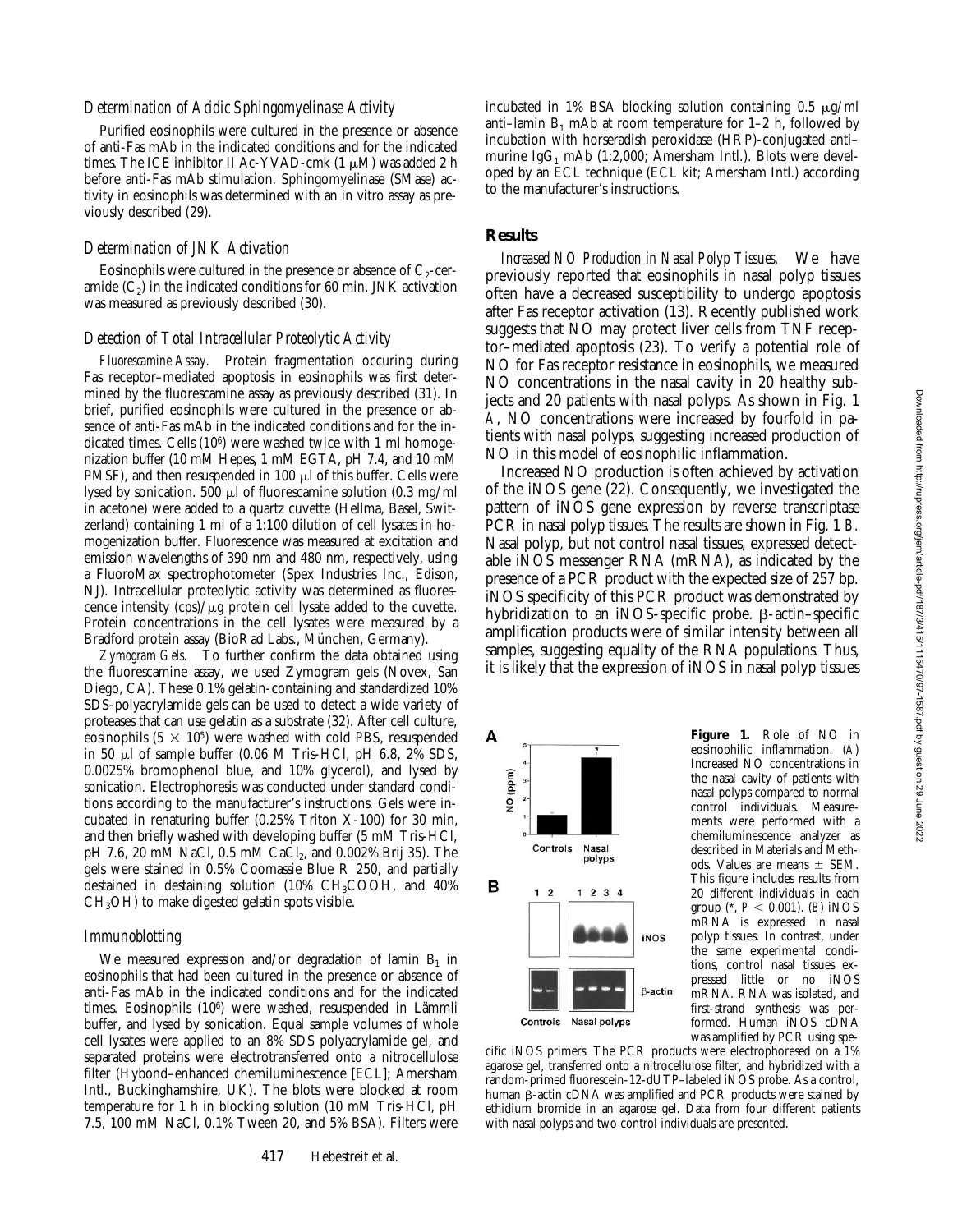### Determination of Acidic Sphingomyelinase Activity

Purified eosinophils were cultured in the presence or absence of anti-Fas mAb in the indicated conditions and for the indicated times. The ICE inhibitor II Ac-YVAD-cmk (1 μM) was added 2 h before anti-Fas mAb stimulation. Sphingomyelinase (SMase) activity in eosinophils was determined with an in vitro assay as previously described (29).

### Determination of JNK Activation

Eosinophils were cultured in the presence or absence of $C_2$-ceramide ($C_2$) in the indicated conditions for 60 min. JNK activation was measured as previously described (30).

### Detection of Total Intracellular Proteolytic Activity

*Fluorescamine Assay.* Protein fragmentation occuring during Fas receptor–mediated apoptosis in eosinophils was first determined by the fluorescamine assay as previously described (31). In brief, purified eosinophils were cultured in the presence or absence of anti-Fas mAb in the indicated conditions and for the indicated times. Cells ($10^6$) were washed twice with 1 ml homogenization buffer (10 mM Hepes, 1 mM EGTA, pH 7.4, and 10 mM PMSF), and then resuspended in 100 μl of this buffer. Cells were lysed by sonication. 500 μl of fluorescamine solution (0.3 mg/ml in acetone) were added to a quartz cuvette (Hellma, Basel, Switzerland) containing 1 ml of a 1:100 dilution of cell lysates in homogenization buffer. Fluorescence was measured at excitation and emission wavelengths of 390 nm and 480 nm, respectively, using a FluoroMax spectrophotometer (Spex Industries Inc., Edison, NJ). Intracellular proteolytic activity was determined as fluorescence intensity (cps)/μg protein cell lysate added to the cuvette. Protein concentrations in the cell lysates were measured by a Bradford protein assay (BioRad Labs., München, Germany).

*Zymogram Gels.* To further confirm the data obtained using the fluorescamine assay, we used Zymogram gels (Novex, San Diego, CA). These 0.1% gelatin-containing and standardized 10% SDS-polyacrylamide gels can be used to detect a wide variety of proteases that can use gelatin as a substrate (32). After cell culture, eosinophils ($5 \times 10^5$) were washed with cold PBS, resuspended in 50 μl of sample buffer (0.06 M Tris-HCl, pH 6.8, 2% SDS, 0.0025% bromophenol blue, and 10% glycerol), and lysed by sonication. Electrophoresis was conducted under standard conditions according to the manufacturer's instructions. Gels were incubated in renaturing buffer (0.25% Triton X-100) for 30 min, and then briefly washed with developing buffer (5 mM Tris-HCl, pH 7.6, 20 mM NaCl, 0.5 mM $CaCl_2$, and 0.002% Brij 35). The gels were stained in 0.5% Coomassie Blue R 250, and partially destained in destaining solution (10% $CH_3COOH$, and 40% $CH_3OH$) to make digested gelatin spots visible.

### Immunoblotting

We measured expression and/or degradation of lamin $B_1$ in eosinophils that had been cultured in the presence or absence of anti-Fas mAb in the indicated conditions and for the indicated times. Eosinophils ($10^6$) were washed, resuspended in Lämmli buffer, and lysed by sonication. Equal sample volumes of whole cell lysates were applied to an 8% SDS polyacrylamide gel, and separated proteins were electrotransferred onto a nitrocellulose filter (Hybond–enhanced chemiluminescence [ECL]; Amersham Intl., Buckinghamshire, UK). The blots were blocked at room temperature for 1 h in blocking solution (10 mM Tris-HCl, pH 7.5, 100 mM NaCl, 0.1% Tween 20, and 5% BSA). Filters were incubated in 1% BSA blocking solution containing 0.5 μg/ml anti–lamin $B_1$ mAb at room temperature for 1–2 h, followed by incubation with horseradish peroxidase (HRP)-conjugated anti–murine $IgG_1$ mAb (1:2,000; Amersham Intl.). Blots were developed by an ECL technique (ECL kit; Amersham Intl.) according to the manufacturer's instructions.

## Results

*Increased NO Production in Nasal Polyp Tissues.* We have previously reported that eosinophils in nasal polyp tissues often have a decreased susceptibility to undergo apoptosis after Fas receptor activation (13). Recently published work suggests that NO may protect liver cells from TNF receptor–mediated apoptosis (23). To verify a potential role of NO for Fas receptor resistance in eosinophils, we measured NO concentrations in the nasal cavity in 20 healthy subjects and 20 patients with nasal polyps. As shown in Fig. 1 *A*, NO concentrations were increased by fourfold in patients with nasal polyps, suggesting increased production of NO in this model of eosinophilic inflammation.

Increased NO production is often achieved by activation of the iNOS gene (22). Consequently, we investigated the pattern of iNOS gene expression by reverse transcriptase PCR in nasal polyp tissues. The results are shown in Fig. 1 *B*. Nasal polyp, but not control nasal tissues, expressed detectable iNOS messenger RNA (mRNA), as indicated by the presence of a PCR product with the expected size of 257 bp. iNOS specificity of this PCR product was demonstrated by hybridization to an iNOS-specific probe. β-actin–specific amplification products were of similar intensity between all samples, suggesting equality of the RNA populations. Thus, it is likely that the expression of iNOS in nasal polyp tissues

A

NO (ppm)

5
4
3
2
1
0

*

Controls
Nasal polyps

B

1 2
1 2 3 4

iNOS

β-actin

Controls
Nasal polyps

**Figure 1.** Role of NO in eosinophilic inflammation. (*A*) Increased NO concentrations in the nasal cavity of patients with nasal polyps compared to normal control individuals. Measurements were performed with a chemiluminescence analyzer as described in Materials and Methods. Values are means ± SEM. This figure includes results from 20 different individuals in each group (*, $P < 0.001$). (*B*) iNOS mRNA is expressed in nasal polyp tissues. In contrast, under the same experimental conditions, control nasal tissues expressed little or no iNOS mRNA. RNA was isolated, and first-strand synthesis was performed. Human iNOS cDNA was amplified by PCR using specific iNOS primers. The PCR products were electrophoresed on a 1% agarose gel, transferred onto a nitrocellulose filter, and hybridized with a random-primed fluorescein-12-dUTP–labeled iNOS probe. As a control, human β-actin cDNA was amplified and PCR products were stained by ethidium bromide in an agarose gel. Data from four different patients with nasal polyps and two control individuals are presented.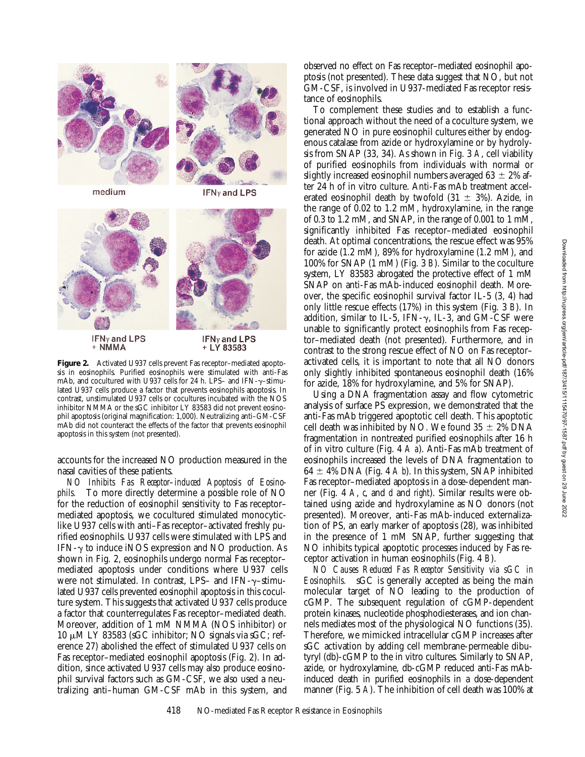medium

IFNγ and LPS

IFNγ and LPS + NMMA

IFNγ and LPS + LY 83583

**Figure 2.** Activated U937 cells prevent Fas receptor–mediated apoptosis in eosinophils. Purified eosinophils were stimulated with anti-Fas mAb, and cocultured with U937 cells for 24 h. LPS– and IFN-γ–stimulated U937 cells produce a factor that prevents eosinophils apoptosis. In contrast, unstimulated U937 cells or cocultures incubated with the NOS inhibitor NMMA or the sGC inhibitor LY 83583 did not prevent eosinophil apoptosis (original magnification: 1,000). Neutralizing anti–GM-CSF mAb did not counteract the effects of the factor that prevents eosinophil apoptosis in this system (not presented).

accounts for the increased NO production measured in the nasal cavities of these patients.

*NO Inhibits Fas Receptor–induced Apoptosis of Eosinophils.* To more directly determine a possible role of NO for the reduction of eosinophil sensitivity to Fas receptor–mediated apoptosis, we cocultured stimulated monocytic-like U937 cells with anti–Fas receptor–activated freshly purified eosinophils. U937 cells were stimulated with LPS and IFN-γ to induce iNOS expression and NO production. As shown in Fig. 2, eosinophils undergo normal Fas receptor–mediated apoptosis under conditions where U937 cells were not stimulated. In contrast, LPS– and IFN-γ–stimulated U937 cells prevented eosinophil apoptosis in this coculture system. This suggests that activated U937 cells produce a factor that counterregulates Fas receptor–mediated death. Moreover, addition of 1 mM NMMA (NOS inhibitor) or 10 μM LY 83583 (sGC inhibitor; NO signals via sGC; reference 27) abolished the effect of stimulated U937 cells on Fas receptor–mediated eosinophil apoptosis (Fig. 2). In addition, since activated U937 cells may also produce eosinophil survival factors such as GM-CSF, we also used a neutralizing anti–human GM-CSF mAb in this system, and observed no effect on Fas receptor–mediated eosinophil apoptosis (not presented). These data suggest that NO, but not GM-CSF, is involved in U937-mediated Fas receptor resistance of eosinophils.

To complement these studies and to establish a functional approach without the need of a coculture system, we generated NO in pure eosinophil cultures either by endogenous catalase from azide or hydroxylamine or by hydrolysis from SNAP (33, 34). As shown in Fig. 3 *A*, cell viability of purified eosinophils from individuals with normal or slightly increased eosinophil numbers averaged 63 ± 2% after 24 h of in vitro culture. Anti-Fas mAb treatment accelerated eosinophil death by twofold (31 ± 3%). Azide, in the range of 0.02 to 1.2 mM, hydroxylamine, in the range of 0.3 to 1.2 mM, and SNAP, in the range of 0.001 to 1 mM, significantly inhibited Fas receptor–mediated eosinophil death. At optimal concentrations, the rescue effect was 95% for azide (1.2 mM), 89% for hydroxylamine (1.2 mM), and 100% for SNAP (1 mM) (Fig. 3 *B*). Similar to the coculture system, LY 83583 abrogated the protective effect of 1 mM SNAP on anti-Fas mAb-induced eosinophil death. Moreover, the specific eosinophil survival factor IL-5 (3, 4) had only little rescue effects (17%) in this system (Fig. 3 *B*). In addition, similar to IL-5, IFN-γ, IL-3, and GM-CSF were unable to significantly protect eosinophils from Fas receptor–mediated death (not presented). Furthermore, and in contrast to the strong rescue effect of NO on Fas receptor–activated cells, it is important to note that all NO donors only slightly inhibited spontaneous eosinophil death (16% for azide, 18% for hydroxylamine, and 5% for SNAP).

Using a DNA fragmentation assay and flow cytometric analysis of surface PS expression, we demonstrated that the anti-Fas mAb triggered apoptotic cell death. This apoptotic cell death was inhibited by NO. We found 35 ± 2% DNA fragmentation in nontreated purified eosinophils after 16 h of in vitro culture (Fig. 4 *A a*). Anti-Fas mAb treatment of eosinophils increased the levels of DNA fragmentation to 64 ± 4% DNA (Fig. 4 *A b*). In this system, SNAP inhibited Fas receptor–mediated apoptosis in a dose-dependent manner (Fig. 4 *A*, *c*, and *d* and *right*). Similar results were obtained using azide and hydroxylamine as NO donors (not presented). Moreover, anti-Fas mAb-induced externalization of PS, an early marker of apoptosis (28), was inhibited in the presence of 1 mM SNAP, further suggesting that NO inhibits typical apoptotic processes induced by Fas receptor activation in human eosinophils (Fig. 4 *B*).

*NO Causes Reduced Fas Receptor Sensitivity via sGC in Eosinophils.* sGC is generally accepted as being the main molecular target of NO leading to the production of cGMP. The subsequent regulation of cGMP-dependent protein kinases, nucleotide phosphodiesterases, and ion channels mediates most of the physiological NO functions (35). Therefore, we mimicked intracellular cGMP increases after sGC activation by adding cell membrane-permeable dibutyryl (db)-cGMP to the in vitro cultures. Similarly to SNAP, azide, or hydroxylamine, db-cGMP reduced anti-Fas mAb-induced death in purified eosinophils in a dose-dependent manner (Fig. 5 *A*). The inhibition of cell death was 100% at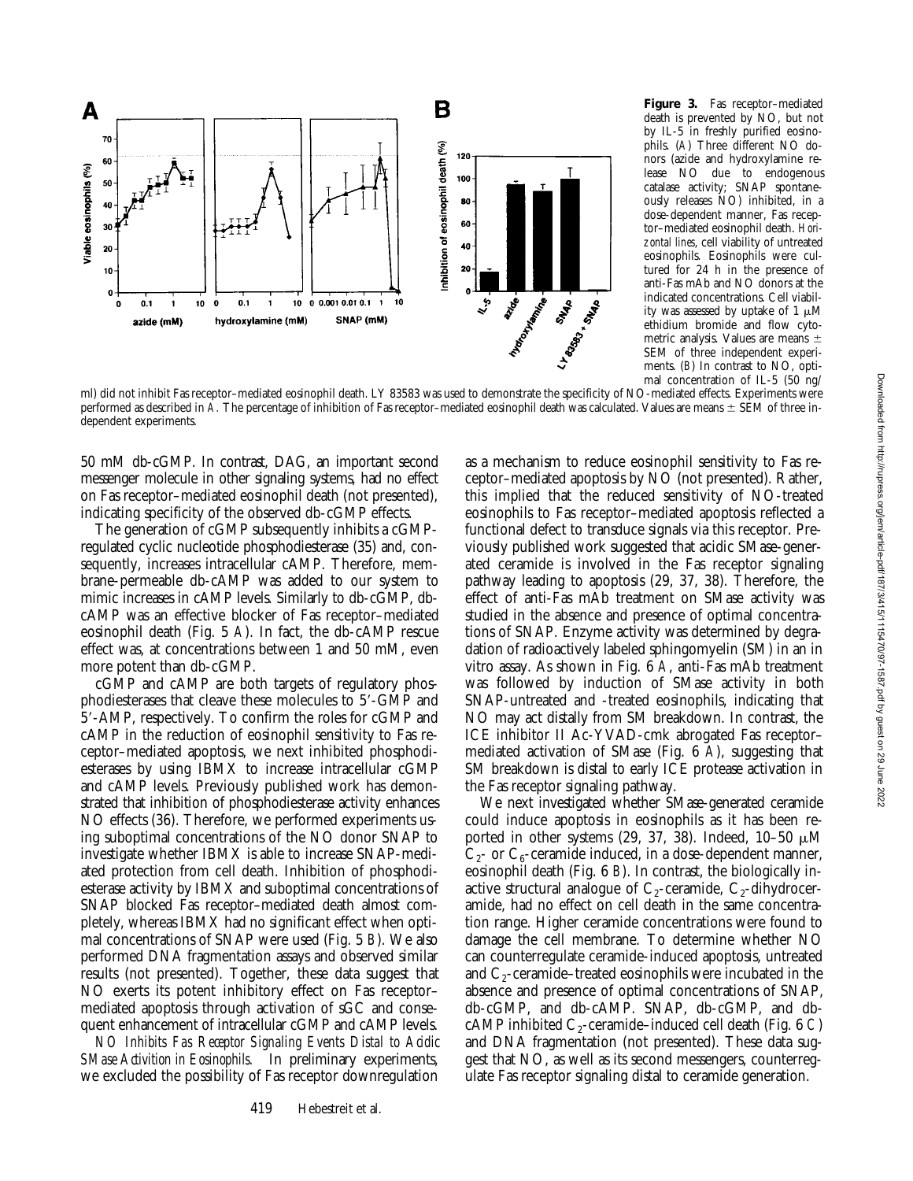A

Viable eosinophils (%)

70
60
50
40
30
20
10
0

0 0.1 1 10
azide (mM)

0 0.1 1 10
hydroxylamine (mM)

0 0.001 0.01 0.1 1 10
SNAP (mM)

B

Inhibition of eosinophil death (%)

120
100
80
60
40
20
0

IL-5
azide
hydroxylamine
SNAP
LY 83583 + SNAP

**Figure 3.** Fas receptor–mediated death is prevented by NO, but not by IL-5 in freshly purified eosinophils. (*A*) Three different NO donors (azide and hydroxylamine release NO due to endogenous catalase activity; SNAP spontaneously releases NO) inhibited, in a dose-dependent manner, Fas receptor–mediated eosinophil death. *Horizontal lines*, cell viability of untreated eosinophils. Eosinophils were cultured for 24 h in the presence of anti-Fas mAb and NO donors at the indicated concentrations. Cell viability was assessed by uptake of 1 μM ethidium bromide and flow cytometric analysis. Values are means ± SEM of three independent experiments. (*B*) In contrast to NO, optimal concentration of IL-5 (50 ng/ml) did not inhibit Fas receptor–mediated eosinophil death. LY 83583 was used to demonstrate the specificity of NO-mediated effects. Experiments were performed as described in *A*. The percentage of inhibition of Fas receptor–mediated eosinophil death was calculated. Values are means ± SEM of three independent experiments.

50 mM db-cGMP. In contrast, DAG, an important second messenger molecule in other signaling systems, had no effect on Fas receptor–mediated eosinophil death (not presented), indicating specificity of the observed db-cGMP effects.

The generation of cGMP subsequently inhibits a cGMP-regulated cyclic nucleotide phosphodiesterase (35) and, consequently, increases intracellular cAMP. Therefore, membrane-permeable db-cAMP was added to our system to mimic increases in cAMP levels. Similarly to db-cGMP, db-cAMP was an effective blocker of Fas receptor–mediated eosinophil death (Fig. 5 *A*). In fact, the db-cAMP rescue effect was, at concentrations between 1 and 50 mM, even more potent than db-cGMP.

cGMP and cAMP are both targets of regulatory phosphodiesterases that cleave these molecules to 5′-GMP and 5′-AMP, respectively. To confirm the roles for cGMP and cAMP in the reduction of eosinophil sensitivity to Fas receptor–mediated apoptosis, we next inhibited phosphodiesterases by using IBMX to increase intracellular cGMP and cAMP levels. Previously published work has demonstrated that inhibition of phosphodiesterase activity enhances NO effects (36). Therefore, we performed experiments using suboptimal concentrations of the NO donor SNAP to investigate whether IBMX is able to increase SNAP-mediated protection from cell death. Inhibition of phosphodiesterase activity by IBMX and suboptimal concentrations of SNAP blocked Fas receptor–mediated death almost completely, whereas IBMX had no significant effect when optimal concentrations of SNAP were used (Fig. 5 *B*). We also performed DNA fragmentation assays and observed similar results (not presented). Together, these data suggest that NO exerts its potent inhibitory effect on Fas receptor–mediated apoptosis through activation of sGC and consequent enhancement of intracellular cGMP and cAMP levels.

*NO Inhibits Fas Receptor Signaling Events Distal to Acidic SMase Activition in Eosinophils.* In preliminary experiments, we excluded the possibility of Fas receptor downregulation as a mechanism to reduce eosinophil sensitivity to Fas receptor–mediated apoptosis by NO (not presented). Rather, this implied that the reduced sensitivity of NO-treated eosinophils to Fas receptor–mediated apoptosis reflected a functional defect to transduce signals via this receptor. Previously published work suggested that acidic SMase-generated ceramide is involved in the Fas receptor signaling pathway leading to apoptosis (29, 37, 38). Therefore, the effect of anti-Fas mAb treatment on SMase activity was studied in the absence and presence of optimal concentrations of SNAP. Enzyme activity was determined by degradation of radioactively labeled sphingomyelin (SM) in an in vitro assay. As shown in Fig. 6 *A*, anti-Fas mAb treatment was followed by induction of SMase activity in both SNAP-untreated and -treated eosinophils, indicating that NO may act distally from SM breakdown. In contrast, the ICE inhibitor II Ac-YVAD-cmk abrogated Fas receptor–mediated activation of SMase (Fig. 6 *A*), suggesting that SM breakdown is distal to early ICE protease activation in the Fas receptor signaling pathway.

We next investigated whether SMase-generated ceramide could induce apoptosis in eosinophils as it has been reported in other systems (29, 37, 38). Indeed, 10–50 μM $C_2$- or $C_6$-ceramide induced, in a dose-dependent manner, eosinophil death (Fig. 6 *B*). In contrast, the biologically inactive structural analogue of $C_2$-ceramide, $C_2$-dihydroceramide, had no effect on cell death in the same concentration range. Higher ceramide concentrations were found to damage the cell membrane. To determine whether NO can counterregulate ceramide-induced apoptosis, untreated and $C_2$-ceramide–treated eosinophils were incubated in the absence and presence of optimal concentrations of SNAP, db-cGMP, and db-cAMP. SNAP, db-cGMP, and db-cAMP inhibited $C_2$-ceramide–induced cell death (Fig. 6 *C*) and DNA fragmentation (not presented). These data suggest that NO, as well as its second messengers, counterregulate Fas receptor signaling distal to ceramide generation.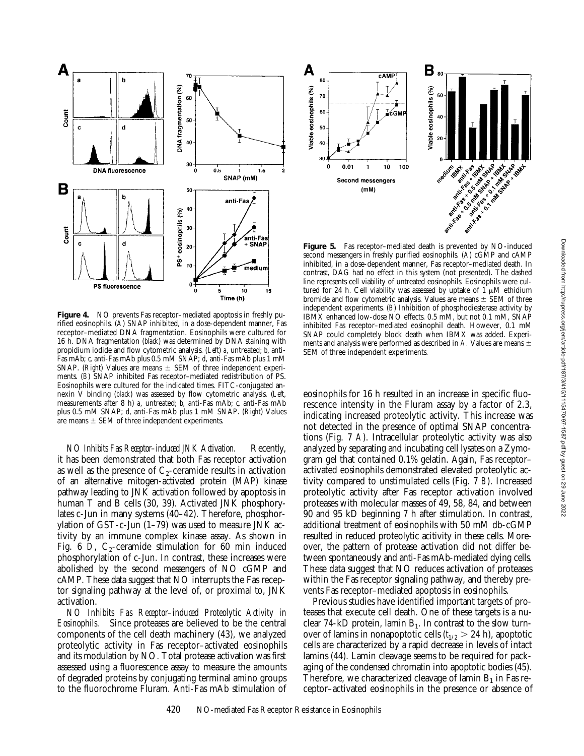A

a b c d

Count

DNA fluorescence

DNA fragmentation (%)

SNAP (mM)

B

a b c d

Count

PS fluorescence

PS+ eosinophils (%)

anti-Fas

anti-Fas + SNAP

medium

Time (h)

**Figure 4.** NO prevents Fas receptor–mediated apoptosis in freshly purified eosinophils. (*A*) SNAP inhibited, in a dose-dependent manner, Fas receptor–mediated DNA fragmentation. Eosinophils were cultured for 16 h. DNA fragmentation (*black*) was determined by DNA staining with propidium iodide and flow cytometric analysis. (*Left*) a, untreated; b, anti-Fas mAb; c, anti-Fas mAb plus 0.5 mM SNAP; d, anti-Fas mAb plus 1 mM SNAP. (*Right*) Values are means ± SEM of three independent experiments. (*B*) SNAP inhibited Fas receptor–mediated redistribution of PS. Eosinophils were cultured for the indicated times. FITC-conjugated annexin V binding (*black*) was assessed by flow cytometric analysis. (*Left*, measurements after 8 h) a, untreated; b, anti-Fas mAb; c, anti-Fas mAb plus 0.5 mM SNAP; d, anti-Fas mAb plus 1 mM SNAP. (*Right*) Values are means ± SEM of three independent experiments.

A

Viable eosinophils (%)

cAMP

cGMP

Second messengers (mM)

B

Viable eosinophils (%)

medium, IBMX, anti-Fas, anti-Fas + IBMX, anti-Fas + 0.5 mM SNAP, anti-Fas + 0.5 mM SNAP + IBMX, anti-Fas + 0.1 mM SNAP, anti-Fas + 0.1 mM SNAP + IBMX

**Figure 5.** Fas receptor–mediated death is prevented by NO-induced second messengers in freshly purified eosinophils. (*A*) cGMP and cAMP inhibited, in a dose-dependent manner, Fas receptor–mediated death. In contrast, DAG had no effect in this system (not presented). The dashed line represents cell viability of untreated eosinophils. Eosinophils were cultured for 24 h. Cell viability was assessed by uptake of 1 μM ethidium bromide and flow cytometric analysis. Values are means ± SEM of three independent experiments. (*B*) Inhibition of phosphodiesterase activity by IBMX enhanced low-dose NO effects. 0.5 mM, but not 0.1 mM, SNAP inhibited Fas receptor–mediated eosinophil death. However, 0.1 mM SNAP could completely block death when IBMX was added. Experiments and analysis were performed as described in *A*. Values are means ± SEM of three independent experiments.

*NO Inhibits Fas Receptor–induced JNK Activation.* Recently, it has been demonstrated that both Fas receptor activation as well as the presence of $C_2$-ceramide results in activation of an alternative mitogen-activated protein (MAP) kinase pathway leading to JNK activation followed by apoptosis in human T and B cells (30, 39). Activated JNK phosphorylates c-Jun in many systems (40–42). Therefore, phosphorylation of GST-c-Jun (1–79) was used to measure JNK activity by an immune complex kinase assay. As shown in Fig. 6 *D*, $C_2$-ceramide stimulation for 60 min induced phosphorylation of c-Jun. In contrast, these increases were abolished by the second messengers of NO cGMP and cAMP. These data suggest that NO interrupts the Fas receptor signaling pathway at the level of, or proximal to, JNK activation.

*NO Inhibits Fas Receptor–induced Proteolytic Activity in Eosinophils.* Since proteases are believed to be the central components of the cell death machinery (43), we analyzed proteolytic activity in Fas receptor–activated eosinophils and its modulation by NO. Total protease activation was first assessed using a fluorescence assay to measure the amounts of degraded proteins by conjugating terminal amino groups to the fluorochrome Fluram. Anti-Fas mAb stimulation of eosinophils for 16 h resulted in an increase in specific fluorescence intensity in the Fluram assay by a factor of 2.3, indicating increased proteolytic activity. This increase was not detected in the presence of optimal SNAP concentrations (Fig. 7 *A*). Intracellular proteolytic activity was also analyzed by separating and incubating cell lysates on a Zymogram gel that contained 0.1% gelatin. Again, Fas receptor–activated eosinophils demonstrated elevated proteolytic activity compared to unstimulated cells (Fig. 7 *B*). Increased proteolytic activity after Fas receptor activation involved proteases with molecular masses of 49, 58, 84, and between 90 and 95 kD beginning 7 h after stimulation. In contrast, additional treatment of eosinophils with 50 mM db-cGMP resulted in reduced proteolytic acitivity in these cells. Moreover, the pattern of protease activation did not differ between spontaneously and anti-Fas mAb-mediated dying cells. These data suggest that NO reduces activation of proteases within the Fas receptor signaling pathway, and thereby prevents Fas receptor–mediated apoptosis in eosinophils.

Previous studies have identified important targets of proteases that execute cell death. One of these targets is a nuclear 74-kD protein, lamin $B_1$. In contrast to the slow turnover of lamins in nonapoptotic cells ($t_{1/2} > 24$ h), apoptotic cells are characterized by a rapid decrease in levels of intact lamins (44). Lamin cleavage seems to be required for packaging of the condensed chromatin into apoptotic bodies (45). Therefore, we characterized cleavage of lamin $B_1$ in Fas receptor–activated eosinophils in the presence or absence of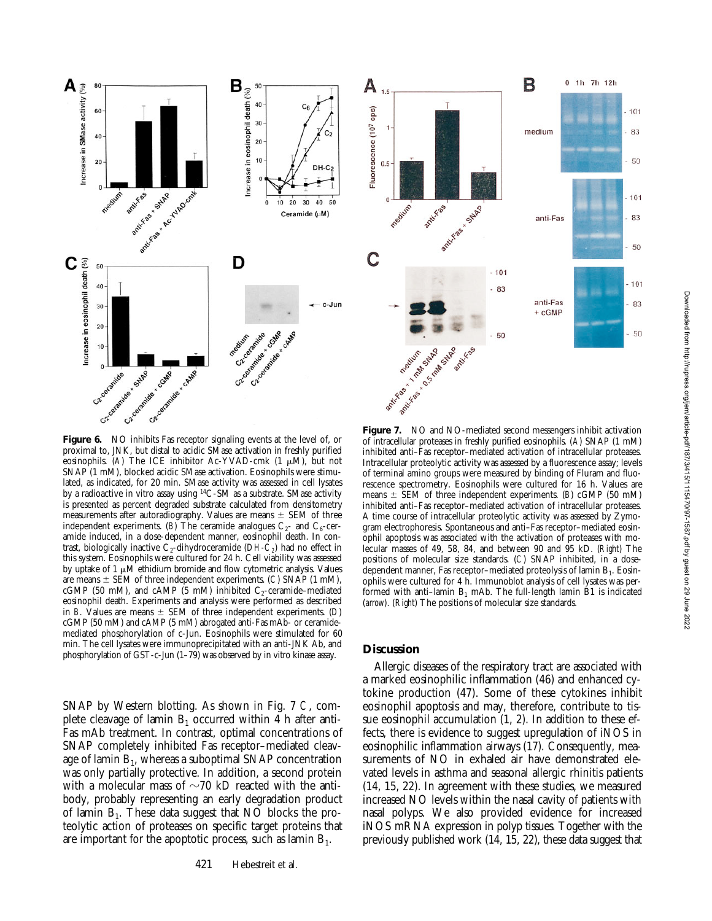A

Increase in SMase activity (%)

80

60

40

20

0

medium

anti-Fas

anti-Fas + SNAP

anti-Fas + Ac-YVAD-cmk

B

Increase in eosinophil death (%)

50

40

30

20

10

0

$C_6$

$C_2$

DH-$C_2$

0 10 20 30 40 50

Ceramide (μM)

C

Increase in eosinophil death (%)

50

40

30

20

10

0

$C_2$-ceramide

$C_2$-ceramide + SNAP

$C_2$-ceramide + cGMP

$C_2$-ceramide + cAMP

D

c-Jun

medium

$C_2$-ceramide

$C_2$-ceramide + cGMP

$C_2$-ceramide + cAMP

**Figure 6.** NO inhibits Fas receptor signaling events at the level of, or proximal to, JNK, but distal to acidic SMase activation in freshly purified eosinophils. (*A*) The ICE inhibitor Ac-YVAD-cmk (1 μM), but not SNAP (1 mM), blocked acidic SMase activation. Eosinophils were stimulated, as indicated, for 20 min. SMase activity was assessed in cell lysates by a radioactive in vitro assay using $^{14}$C-SM as a substrate. SMase activity is presented as percent degraded substrate calculated from densitometry measurements after autoradiography. Values are means ± SEM of three independent experiments. (*B*) The ceramide analogues $C_2$- and $C_6$-ceramide induced, in a dose-dependent manner, eosinophil death. In contrast, biologically inactive $C_2$-dihydroceramide (*DH-$C_2$*) had no effect in this system. Eosinophils were cultured for 24 h. Cell viability was assessed by uptake of 1 μM ethidium bromide and flow cytometric analysis. Values are means ± SEM of three independent experiments. (*C*) SNAP (1 mM), cGMP (50 mM), and cAMP (5 mM) inhibited $C_2$-ceramide–mediated eosinophil death. Experiments and analysis were performed as described in *B*. Values are means ± SEM of three independent experiments. (*D*) cGMP (50 mM) and cAMP (5 mM) abrogated anti-Fas mAb- or ceramide-mediated phosphorylation of c-Jun. Eosinophils were stimulated for 60 min. The cell lysates were immunoprecipitated with an anti-JNK Ab, and phosphorylation of GST-c-Jun (1–79) was observed by in vitro kinase assay.

A

Fluorescence ($10^7$ cps)

1.5

1

0.5

0

medium

anti-Fas

anti-Fas + SNAP

B

0 1h 7h 12h

medium

anti-Fas

anti-Fas + cGMP

- 101

- 83

- 50

C

- 101

- 83

- 50

medium

anti-Fas + 1 mM SNAP

anti-Fas + 0.5 mM SNAP

anti-Fas

**Figure 7.** NO and NO-mediated second messengers inhibit activation of intracellular proteases in freshly purified eosinophils. (*A*) SNAP (1 mM) inhibited anti–Fas receptor–mediated activation of intracellular proteases. Intracellular proteolytic activity was assessed by a fluorescence assay; levels of terminal amino groups were measured by binding of Fluram and fluorescence spectrometry. Eosinophils were cultured for 16 h. Values are means ± SEM of three independent experiments. (*B*) cGMP (50 mM) inhibited anti–Fas receptor–mediated activation of intracellular proteases. A time course of intracellular proteolytic activity was assessed by Zymogram electrophoresis. Spontaneous and anti–Fas receptor–mediated eosinophil apoptosis was associated with the activation of proteases with molecular masses of 49, 58, 84, and between 90 and 95 kD. (*Right*) The positions of molecular size standards. (*C*) SNAP inhibited, in a dose-dependent manner, Fas receptor–mediated proteolysis of lamin $B_1$. Eosinophils were cultured for 4 h. Immunoblot analysis of cell lysates was performed with anti–lamin $B_1$ mAb. The full-length lamin B1 is indicated (*arrow*). (*Right*) The positions of molecular size standards.

SNAP by Western blotting. As shown in Fig. 7 *C*, complete cleavage of lamin $B_1$ occurred within 4 h after anti-Fas mAb treatment. In contrast, optimal concentrations of SNAP completely inhibited Fas receptor–mediated cleavage of lamin $B_1$, whereas a suboptimal SNAP concentration was only partially protective. In addition, a second protein with a molecular mass of ~70 kD reacted with the antibody, probably representing an early degradation product of lamin $B_1$. These data suggest that NO blocks the proteolytic action of proteases on specific target proteins that are important for the apoptotic process, such as lamin $B_1$.

## Discussion

Allergic diseases of the respiratory tract are associated with a marked eosinophilic inflammation (46) and enhanced cytokine production (47). Some of these cytokines inhibit eosinophil apoptosis and may, therefore, contribute to tissue eosinophil accumulation (1, 2). In addition to these effects, there is evidence to suggest upregulation of iNOS in eosinophilic inflammation airways (17). Consequently, measurements of NO in exhaled air have demonstrated elevated levels in asthma and seasonal allergic rhinitis patients (14, 15, 22). In agreement with these studies, we measured increased NO levels within the nasal cavity of patients with nasal polyps. We also provided evidence for increased iNOS mRNA expression in polyp tissues. Together with the previously published work (14, 15, 22), these data suggest that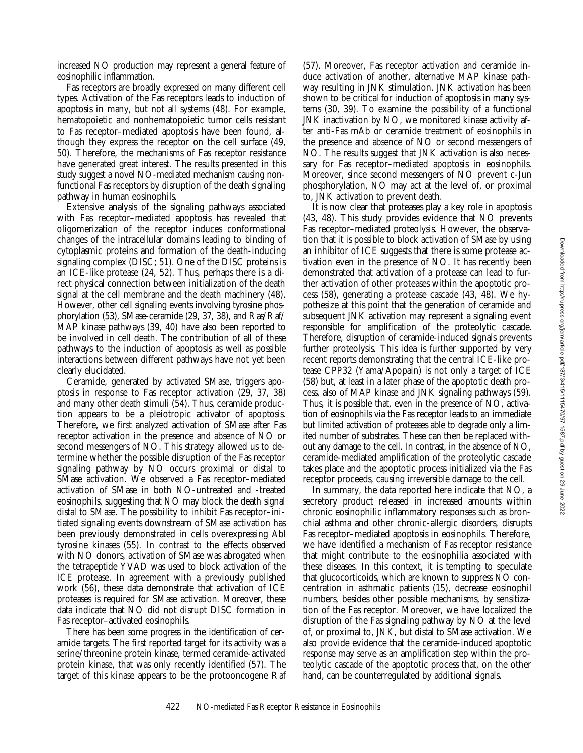increased NO production may represent a general feature of eosinophilic inflammation.

Fas receptors are broadly expressed on many different cell types. Activation of the Fas receptors leads to induction of apoptosis in many, but not all systems (48). For example, hematopoietic and nonhematopoietic tumor cells resistant to Fas receptor–mediated apoptosis have been found, although they express the receptor on the cell surface (49, 50). Therefore, the mechanisms of Fas receptor resistance have generated great interest. The results presented in this study suggest a novel NO-mediated mechanism causing nonfunctional Fas receptors by disruption of the death signaling pathway in human eosinophils.

Extensive analysis of the signaling pathways associated with Fas receptor–mediated apoptosis has revealed that oligomerization of the receptor induces conformational changes of the intracellular domains leading to binding of cytoplasmic proteins and formation of the death-inducing signaling complex (DISC; 51). One of the DISC proteins is an ICE-like protease (24, 52). Thus, perhaps there is a direct physical connection between initialization of the death signal at the cell membrane and the death machinery (48). However, other cell signaling events involving tyrosine phosphorylation (53), SMase-ceramide (29, 37, 38), and Ras/Raf/MAP kinase pathways (39, 40) have also been reported to be involved in cell death. The contribution of all of these pathways to the induction of apoptosis as well as possible interactions between different pathways have not yet been clearly elucidated.

Ceramide, generated by activated SMase, triggers apoptosis in response to Fas receptor activation (29, 37, 38) and many other death stimuli (54). Thus, ceramide production appears to be a pleiotropic activator of apoptosis. Therefore, we first analyzed activation of SMase after Fas receptor activation in the presence and absence of NO or second messengers of NO. This strategy allowed us to determine whether the possible disruption of the Fas receptor signaling pathway by NO occurs proximal or distal to SMase activation. We observed a Fas receptor–mediated activation of SMase in both NO-untreated and -treated eosinophils, suggesting that NO may block the death signal distal to SMase. The possibility to inhibit Fas receptor–initiated signaling events downstream of SMase activation has been previously demonstrated in cells overexpressing Abl tyrosine kinases (55). In contrast to the effects observed with NO donors, activation of SMase was abrogated when the tetrapeptide YVAD was used to block activation of the ICE protease. In agreement with a previously published work (56), these data demonstrate that activation of ICE proteases is required for SMase activation. Moreover, these data indicate that NO did not disrupt DISC formation in Fas receptor–activated eosinophils.

There has been some progress in the identification of ceramide targets. The first reported target for its activity was a serine/threonine protein kinase, termed ceramide-activated protein kinase, that was only recently identified (57). The target of this kinase appears to be the protooncogene Raf (57). Moreover, Fas receptor activation and ceramide induce activation of another, alternative MAP kinase pathway resulting in JNK stimulation. JNK activation has been shown to be critical for induction of apoptosis in many systems (30, 39). To examine the possibility of a functional JNK inactivation by NO, we monitored kinase activity after anti-Fas mAb or ceramide treatment of eosinophils in the presence and absence of NO or second messengers of NO. The results suggest that JNK activation is also necessary for Fas receptor–mediated apoptosis in eosinophils. Moreover, since second messengers of NO prevent c-Jun phosphorylation, NO may act at the level of, or proximal to, JNK activation to prevent death.

It is now clear that proteases play a key role in apoptosis (43, 48). This study provides evidence that NO prevents Fas receptor–mediated proteolysis. However, the observation that it is possible to block activation of SMase by using an inhibitor of ICE suggests that there is some protease activation even in the presence of NO. It has recently been demonstrated that activation of a protease can lead to further activation of other proteases within the apoptotic process (58), generating a protease cascade (43, 48). We hypothesize at this point that the generation of ceramide and subsequent JNK activation may represent a signaling event responsible for amplification of the proteolytic cascade. Therefore, disruption of ceramide-induced signals prevents further proteolysis. This idea is further supported by very recent reports demonstrating that the central ICE-like protease CPP32 (Yama/Apopain) is not only a target of ICE (58) but, at least in a later phase of the apoptotic death process, also of MAP kinase and JNK signaling pathways (59). Thus, it is possible that, even in the presence of NO, activation of eosinophils via the Fas receptor leads to an immediate but limited activation of proteases able to degrade only a limited number of substrates. These can then be replaced without any damage to the cell. In contrast, in the absence of NO, ceramide-mediated amplification of the proteolytic cascade takes place and the apoptotic process initialized via the Fas receptor proceeds, causing irreversible damage to the cell.

In summary, the data reported here indicate that NO, a secretory product released in increased amounts within chronic eosinophilic inflammatory responses such as bronchial asthma and other chronic-allergic disorders, disrupts Fas receptor–mediated apoptosis in eosinophils. Therefore, we have identified a mechanism of Fas receptor resistance that might contribute to the eosinophilia associated with these diseases. In this context, it is tempting to speculate that glucocorticoids, which are known to suppress NO concentration in asthmatic patients (15), decrease eosinophil numbers, besides other possible mechanisms, by sensitization of the Fas receptor. Moreover, we have localized the disruption of the Fas signaling pathway by NO at the level of, or proximal to, JNK, but distal to SMase activation. We also provide evidence that the ceramide-induced apoptotic response may serve as an amplification step within the proteolytic cascade of the apoptotic process that, on the other hand, can be counterregulated by additional signals.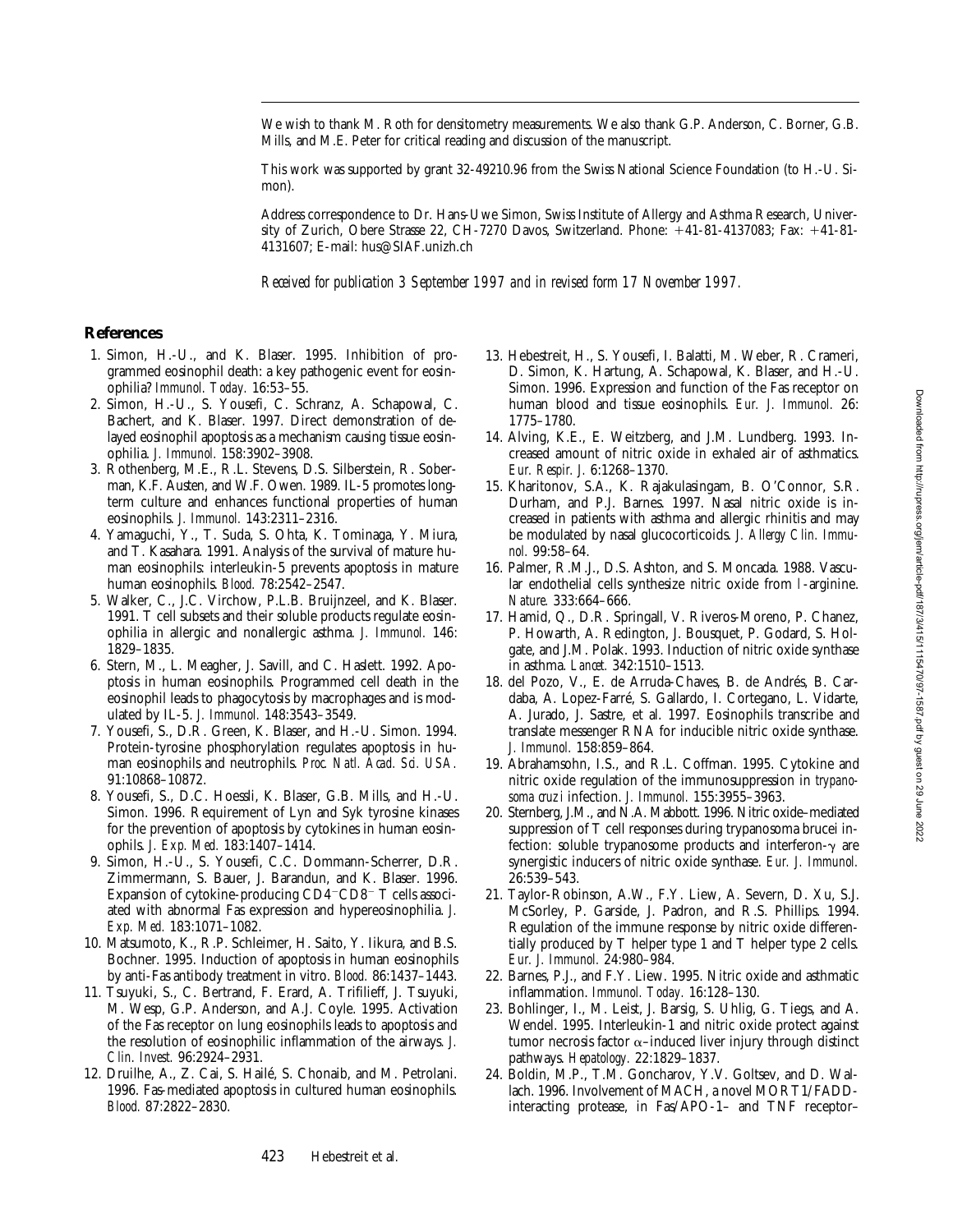We wish to thank M. Roth for densitometry measurements. We also thank G.P. Anderson, C. Borner, G.B. Mills, and M.E. Peter for critical reading and discussion of the manuscript.

This work was supported by grant 32-49210.96 from the Swiss National Science Foundation (to H.-U. Simon).

Address correspondence to Dr. Hans-Uwe Simon, Swiss Institute of Allergy and Asthma Research, University of Zurich, Obere Strasse 22, CH-7270 Davos, Switzerland. Phone: +41-81-4137083; Fax: +41-81-4131607; E-mail: hus@SIAF.unizh.ch

*Received for publication 3 September 1997 and in revised form 17 November 1997.*

## References

1. Simon, H.-U., and K. Blaser. 1995. Inhibition of programmed eosinophil death: a key pathogenic event for eosinophilia? *Immunol. Today.* 16:53–55.
2. Simon, H.-U., S. Yousefi, C. Schranz, A. Schapowal, C. Bachert, and K. Blaser. 1997. Direct demonstration of delayed eosinophil apoptosis as a mechanism causing tissue eosinophilia. *J. Immunol.* 158:3902–3908.
3. Rothenberg, M.E., R.L. Stevens, D.S. Silberstein, R. Soberman, K.F. Austen, and W.F. Owen. 1989. IL-5 promotes longterm culture and enhances functional properties of human eosinophils. *J. Immunol.* 143:2311–2316.
4. Yamaguchi, Y., T. Suda, S. Ohta, K. Tominaga, Y. Miura, and T. Kasahara. 1991. Analysis of the survival of mature human eosinophils: interleukin-5 prevents apoptosis in mature human eosinophils. *Blood.* 78:2542–2547.
5. Walker, C., J.C. Virchow, P.L.B. Bruijnzeel, and K. Blaser. 1991. T cell subsets and their soluble products regulate eosinophilia in allergic and nonallergic asthma. *J. Immunol.* 146: 1829–1835.
6. Stern, M., L. Meagher, J. Savill, and C. Haslett. 1992. Apoptosis in human eosinophils. Programmed cell death in the eosinophil leads to phagocytosis by macrophages and is modulated by IL-5. *J. Immunol.* 148:3543–3549.
7. Yousefi, S., D.R. Green, K. Blaser, and H.-U. Simon. 1994. Protein-tyrosine phosphorylation regulates apoptosis in human eosinophils and neutrophils. *Proc. Natl. Acad. Sci. USA.* 91:10868–10872.
8. Yousefi, S., D.C. Hoessli, K. Blaser, G.B. Mills, and H.-U. Simon. 1996. Requirement of Lyn and Syk tyrosine kinases for the prevention of apoptosis by cytokines in human eosinophils. *J. Exp. Med.* 183:1407–1414.
9. Simon, H.-U., S. Yousefi, C.C. Dommann-Scherrer, D.R. Zimmermann, S. Bauer, J. Barandun, and K. Blaser. 1996. Expansion of cytokine-producing $CD4^-CD8^-$ T cells associated with abnormal Fas expression and hypereosinophilia. *J. Exp. Med.* 183:1071–1082.
10. Matsumoto, K., R.P. Schleimer, H. Saito, Y. Iikura, and B.S. Bochner. 1995. Induction of apoptosis in human eosinophils by anti-Fas antibody treatment in vitro. *Blood.* 86:1437–1443.
11. Tsuyuki, S., C. Bertrand, F. Erard, A. Trifilieff, J. Tsuyuki, M. Wesp, G.P. Anderson, and A.J. Coyle. 1995. Activation of the Fas receptor on lung eosinophils leads to apoptosis and the resolution of eosinophilic inflammation of the airways. *J. Clin. Invest.* 96:2924–2931.
12. Druilhe, A., Z. Cai, S. Hailé, S. Chonaib, and M. Petrolani. 1996. Fas-mediated apoptosis in cultured human eosinophils. *Blood.* 87:2822–2830.
13. Hebestreit, H., S. Yousefi, I. Balatti, M. Weber, R. Crameri, D. Simon, K. Hartung, A. Schapowal, K. Blaser, and H.-U. Simon. 1996. Expression and function of the Fas receptor on human blood and tissue eosinophils. *Eur. J. Immunol.* 26: 1775–1780.
14. Alving, K.E., E. Weitzberg, and J.M. Lundberg. 1993. Increased amount of nitric oxide in exhaled air of asthmatics. *Eur. Respir. J.* 6:1268–1370.
15. Kharitonov, S.A., K. Rajakulasingam, B. O'Connor, S.R. Durham, and P.J. Barnes. 1997. Nasal nitric oxide is increased in patients with asthma and allergic rhinitis and may be modulated by nasal glucocorticoids. *J. Allergy Clin. Immunol.* 99:58–64.
16. Palmer, R.M.J., D.S. Ashton, and S. Moncada. 1988. Vascular endothelial cells synthesize nitric oxide from l-arginine. *Nature.* 333:664–666.
17. Hamid, Q., D.R. Springall, V. Riveros-Moreno, P. Chanez, P. Howarth, A. Redington, J. Bousquet, P. Godard, S. Holgate, and J.M. Polak. 1993. Induction of nitric oxide synthase in asthma. *Lancet.* 342:1510–1513.
18. del Pozo, V., E. de Arruda-Chaves, B. de Andrés, B. Cardaba, A. Lopez-Farré, S. Gallardo, I. Cortegano, L. Vidarte, A. Jurado, J. Sastre, et al. 1997. Eosinophils transcribe and translate messenger RNA for inducible nitric oxide synthase. *J. Immunol.* 158:859–864.
19. Abrahamsohn, I.S., and R.L. Coffman. 1995. Cytokine and nitric oxide regulation of the immunosuppression in *trypanosoma cruzi* infection. *J. Immunol.* 155:3955–3963.
20. Sternberg, J.M., and N.A. Mabbott. 1996. Nitric oxide–mediated suppression of T cell responses during trypanosoma brucei infection: soluble trypanosome products and interferon-$\gamma$ are synergistic inducers of nitric oxide synthase. *Eur. J. Immunol.* 26:539–543.
21. Taylor-Robinson, A.W., F.Y. Liew, A. Severn, D. Xu, S.J. McSorley, P. Garside, J. Padron, and R.S. Phillips. 1994. Regulation of the immune response by nitric oxide differentially produced by T helper type 1 and T helper type 2 cells. *Eur. J. Immunol.* 24:980–984.
22. Barnes, P.J., and F.Y. Liew. 1995. Nitric oxide and asthmatic inflammation. *Immunol. Today.* 16:128–130.
23. Bohlinger, I., M. Leist, J. Barsig, S. Uhlig, G. Tiegs, and A. Wendel. 1995. Interleukin-1 and nitric oxide protect against tumor necrosis factor $\alpha$–induced liver injury through distinct pathways. *Hepatology.* 22:1829–1837.
24. Boldin, M.P., T.M. Goncharov, Y.V. Goltsev, and D. Wallach. 1996. Involvement of MACH, a novel MORT1/FADD-interacting protease, in Fas/APO-1– and TNF receptor–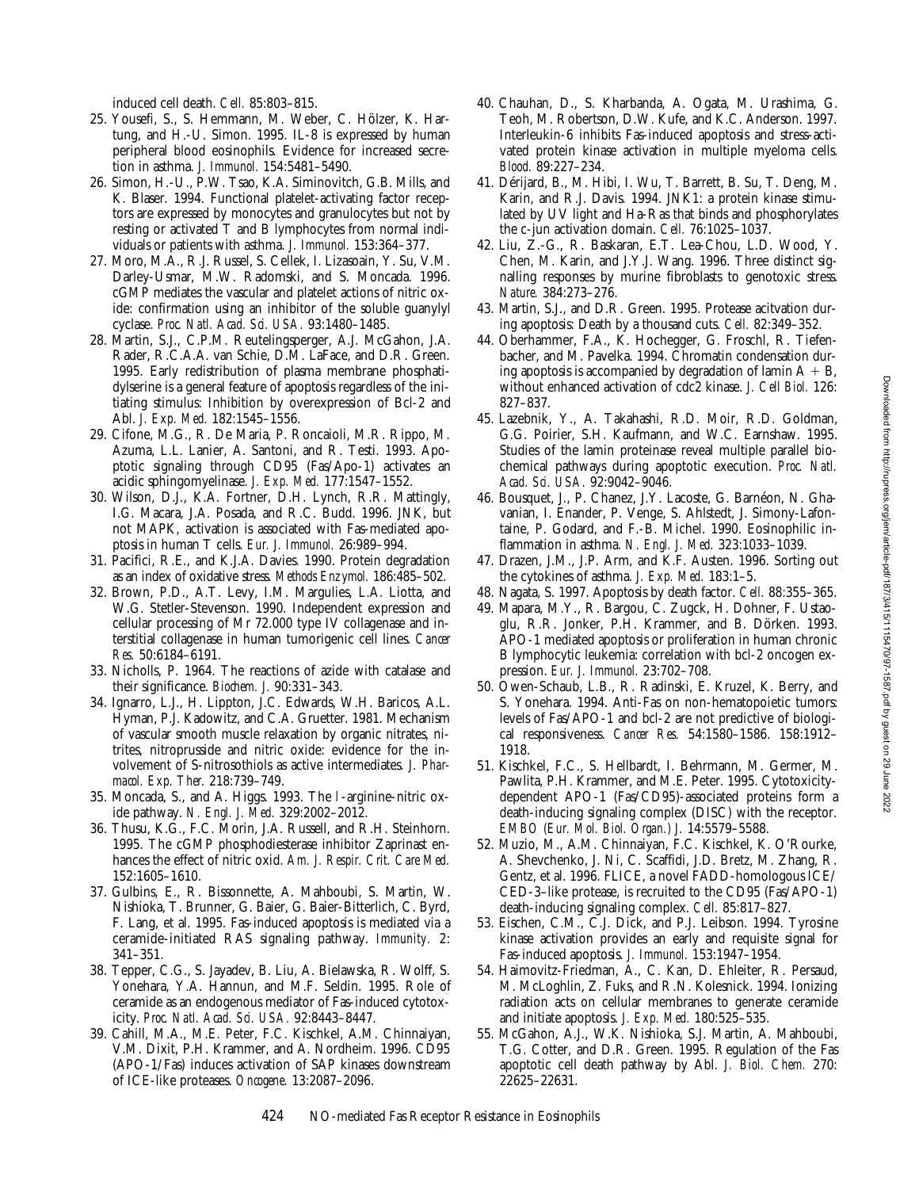induced cell death. *Cell.* 85:803–815.

25. Yousefi, S., S. Hemmann, M. Weber, C. Hölzer, K. Hartung, and H.-U. Simon. 1995. IL-8 is expressed by human peripheral blood eosinophils. Evidence for increased secretion in asthma. *J. Immunol.* 154:5481–5490.
26. Simon, H.-U., P.W. Tsao, K.A. Siminovitch, G.B. Mills, and K. Blaser. 1994. Functional platelet-activating factor receptors are expressed by monocytes and granulocytes but not by resting or activated T and B lymphocytes from normal individuals or patients with asthma. *J. Immunol.* 153:364–377.
27. Moro, M.A., R.J. Russel, S. Cellek, I. Lizasoain, Y. Su, V.M. Darley-Usmar, M.W. Radomski, and S. Moncada. 1996. cGMP mediates the vascular and platelet actions of nitric oxide: confirmation using an inhibitor of the soluble guanylyl cyclase. *Proc. Natl. Acad. Sci. USA.* 93:1480–1485.
28. Martin, S.J., C.P.M. Reutelingsperger, A.J. McGahon, J.A. Rader, R.C.A.A. van Schie, D.M. LaFace, and D.R. Green. 1995. Early redistribution of plasma membrane phosphatidylserine is a general feature of apoptosis regardless of the initiating stimulus: Inhibition by overexpression of Bcl-2 and Abl. *J. Exp. Med.* 182:1545–1556.
29. Cifone, M.G., R. De Maria, P. Roncaioli, M.R. Rippo, M. Azuma, L.L. Lanier, A. Santoni, and R. Testi. 1993. Apoptotic signaling through CD95 (Fas/Apo-1) activates an acidic sphingomyelinase. *J. Exp. Med.* 177:1547–1552.
30. Wilson, D.J., K.A. Fortner, D.H. Lynch, R.R. Mattingly, I.G. Macara, J.A. Posada, and R.C. Budd. 1996. JNK, but not MAPK, activation is associated with Fas-mediated apoptosis in human T cells. *Eur. J. Immunol.* 26:989–994.
31. Pacifici, R.E., and K.J.A. Davies. 1990. Protein degradation as an index of oxidative stress. *Methods Enzymol.* 186:485–502.
32. Brown, P.D., A.T. Levy, I.M. Margulies, L.A. Liotta, and W.G. Stetler-Stevenson. 1990. Independent expression and cellular processing of Mr 72.000 type IV collagenase and interstitial collagenase in human tumorigenic cell lines. *Cancer Res.* 50:6184–6191.
33. Nicholls, P. 1964. The reactions of azide with catalase and their significance. *Biochem. J.* 90:331–343.
34. Ignarro, L.J., H. Lippton, J.C. Edwards, W.H. Baricos, A.L. Hyman, P.J. Kadowitz, and C.A. Gruetter. 1981. Mechanism of vascular smooth muscle relaxation by organic nitrates, nitrites, nitroprusside and nitric oxide: evidence for the involvement of S-nitrosothiols as active intermediates. *J. Pharmacol. Exp. Ther.* 218:739–749.
35. Moncada, S., and A. Higgs. 1993. The L-arginine-nitric oxide pathway. *N. Engl. J. Med.* 329:2002–2012.
36. Thusu, K.G., F.C. Morin, J.A. Russell, and R.H. Steinhorn. 1995. The cGMP phosphodiesterase inhibitor Zaprinast enhances the effect of nitric oxid. *Am. J. Respir. Crit. Care Med.* 152:1605–1610.
37. Gulbins, E., R. Bissonnette, A. Mahboubi, S. Martin, W. Nishioka, T. Brunner, G. Baier, G. Baier-Bitterlich, C. Byrd, F. Lang, et al. 1995. Fas-induced apoptosis is mediated via a ceramide-initiated RAS signaling pathway. *Immunity.* 2: 341–351.
38. Tepper, C.G., S. Jayadev, B. Liu, A. Bielawska, R. Wolff, S. Yonehara, Y.A. Hannun, and M.F. Seldin. 1995. Role of ceramide as an endogenous mediator of Fas-induced cytotoxicity. *Proc. Natl. Acad. Sci. USA.* 92:8443–8447.
39. Cahill, M.A., M.E. Peter, F.C. Kischkel, A.M. Chinnaiyan, V.M. Dixit, P.H. Krammer, and A. Nordheim. 1996. CD95 (APO-1/Fas) induces activation of SAP kinases downstream of ICE-like proteases. *Oncogene.* 13:2087–2096.
40. Chauhan, D., S. Kharbanda, A. Ogata, M. Urashima, G. Teoh, M. Robertson, D.W. Kufe, and K.C. Anderson. 1997. Interleukin-6 inhibits Fas-induced apoptosis and stress-activated protein kinase activation in multiple myeloma cells. *Blood.* 89:227–234.
41. Dérijard, B., M. Hibi, I. Wu, T. Barrett, B. Su, T. Deng, M. Karin, and R.J. Davis. 1994. JNK1: a protein kinase stimulated by UV light and Ha-Ras that binds and phosphorylates the c-jun activation domain. *Cell.* 76:1025–1037.
42. Liu, Z.-G., R. Baskaran, E.T. Lea-Chou, L.D. Wood, Y. Chen, M. Karin, and J.Y.J. Wang. 1996. Three distinct signalling responses by murine fibroblasts to genotoxic stress. *Nature.* 384:273–276.
43. Martin, S.J., and D.R. Green. 1995. Protease acitvation during apoptosis: Death by a thousand cuts. *Cell.* 82:349–352.
44. Oberhammer, F.A., K. Hochegger, G. Froschl, R. Tiefenbacher, and M. Pavelka. 1994. Chromatin condensation during apoptosis is accompanied by degradation of lamin A + B, without enhanced activation of cdc2 kinase. *J. Cell Biol.* 126: 827–837.
45. Lazebnik, Y., A. Takahashi, R.D. Moir, R.D. Goldman, G.G. Poirier, S.H. Kaufmann, and W.C. Earnshaw. 1995. Studies of the lamin proteinase reveal multiple parallel biochemical pathways during apoptotic execution. *Proc. Natl. Acad. Sci. USA.* 92:9042–9046.
46. Bousquet, J., P. Chanez, J.Y. Lacoste, G. Barnéon, N. Ghavanian, I. Enander, P. Venge, S. Ahlstedt, J. Simony-Lafontaine, P. Godard, and F.-B. Michel. 1990. Eosinophilic inflammation in asthma. *N. Engl. J. Med.* 323:1033–1039.
47. Drazen, J.M., J.P. Arm, and K.F. Austen. 1996. Sorting out the cytokines of asthma. *J. Exp. Med.* 183:1–5.
48. Nagata, S. 1997. Apoptosis by death factor. *Cell.* 88:355–365.
49. Mapara, M.Y., R. Bargou, C. Zugck, H. Dohner, F. Ustaoglu, R.R. Jonker, P.H. Krammer, and B. Dörken. 1993. APO-1 mediated apoptosis or proliferation in human chronic B lymphocytic leukemia: correlation with bcl-2 oncogen expression. *Eur. J. Immunol.* 23:702–708.
50. Owen-Schaub, L.B., R. Radinski, E. Kruzel, K. Berry, and S. Yonehara. 1994. Anti-Fas on non-hematopoietic tumors: levels of Fas/APO-1 and bcl-2 are not predictive of biological responsiveness. *Cancer Res.* 54:1580–1586. 158:1912–1918.
51. Kischkel, F.C., S. Hellbardt, I. Behrmann, M. Germer, M. Pawlita, P.H. Krammer, and M.E. Peter. 1995. Cytotoxicity-dependent APO-1 (Fas/CD95)-associated proteins form a death-inducing signaling complex (DISC) with the receptor. *EMBO (Eur. Mol. Biol. Organ.) J.* 14:5579–5588.
52. Muzio, M., A.M. Chinnaiyan, F.C. Kischkel, K. O'Rourke, A. Shevchenko, J. Ni, C. Scaffidi, J.D. Bretz, M. Zhang, R. Gentz, et al. 1996. FLICE, a novel FADD-homologous ICE/CED-3–like protease, is recruited to the CD95 (Fas/APO-1) death-inducing signaling complex. *Cell.* 85:817–827.
53. Eischen, C.M., C.J. Dick, and P.J. Leibson. 1994. Tyrosine kinase activation provides an early and requisite signal for Fas-induced apoptosis. *J. Immunol.* 153:1947–1954.
54. Haimovitz-Friedman, A., C. Kan, D. Ehleiter, R. Persaud, M. McLoghlin, Z. Fuks, and R.N. Kolesnick. 1994. Ionizing radiation acts on cellular membranes to generate ceramide and initiate apoptosis. *J. Exp. Med.* 180:525–535.
55. McGahon, A.J., W.K. Nishioka, S.J. Martin, A. Mahboubi, T.G. Cotter, and D.R. Green. 1995. Regulation of the Fas apoptotic cell death pathway by Abl. *J. Biol. Chem.* 270: 22625–22631.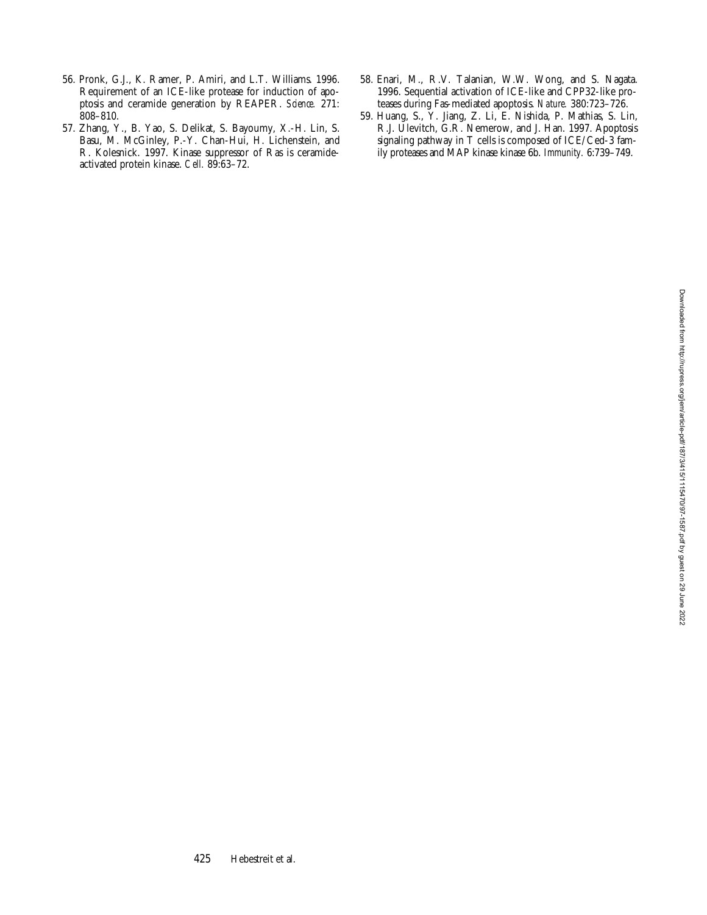56. Pronk, G.J., K. Ramer, P. Amiri, and L.T. Williams. 1996. Requirement of an ICE-like protease for induction of apoptosis and ceramide generation by REAPER. *Science.* 271: 808–810.
57. Zhang, Y., B. Yao, S. Delikat, S. Bayoumy, X.-H. Lin, S. Basu, M. McGinley, P.-Y. Chan-Hui, H. Lichenstein, and R. Kolesnick. 1997. Kinase suppressor of Ras is ceramide-activated protein kinase. *Cell.* 89:63–72.
58. Enari, M., R.V. Talanian, W.W. Wong, and S. Nagata. 1996. Sequential activation of ICE-like and CPP32-like proteases during Fas-mediated apoptosis. *Nature.* 380:723–726.
59. Huang, S., Y. Jiang, Z. Li, E. Nishida, P. Mathias, S. Lin, R.J. Ulevitch, G.R. Nemerow, and J. Han. 1997. Apoptosis signaling pathway in T cells is composed of ICE/Ced-3 family proteases and MAP kinase kinase 6b. *Immunity.* 6:739–749.